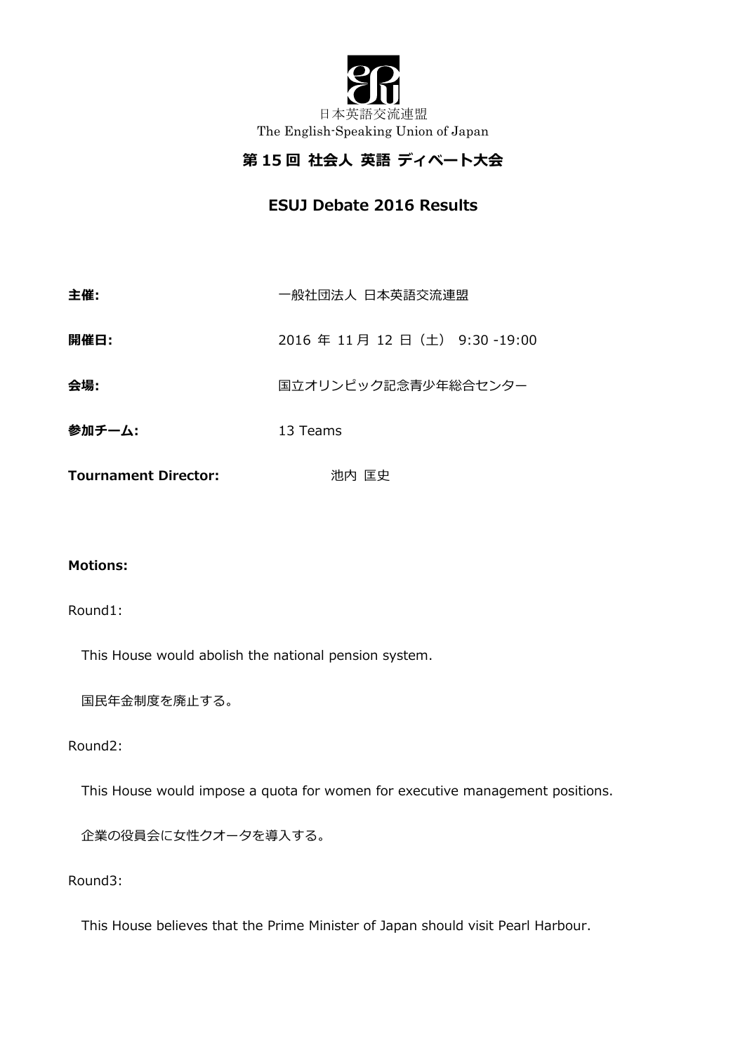日本英語交流連盟
The English-Speaking Union of Japan

# 第 15 回 社会人 英語 ディベート大会

## ESUJ Debate 2016 Results

**主催:** 一般社団法人 日本英語交流連盟

**開催日:** 2016 年 11 月 12 日（土） 9:30 -19:00

**会場:** 国立オリンピック記念青少年総合センター

**参加チーム:** 13 Teams

**Tournament Director:** 池内 匡史

**Motions:**

Round1:

This House would abolish the national pension system.

国民年金制度を廃止する。

Round2:

This House would impose a quota for women for executive management positions.

企業の役員会に女性クオータを導入する。

Round3:

This House believes that the Prime Minister of Japan should visit Pearl Harbour.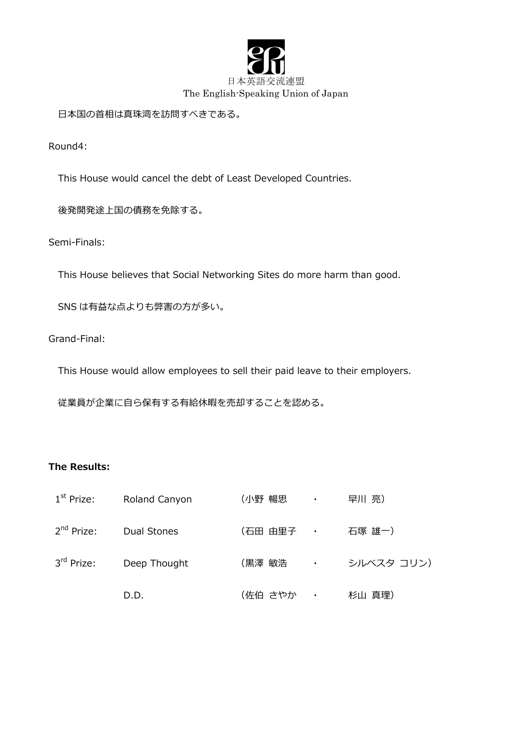日本英語交流連盟
The English-Speaking Union of Japan

日本国の首相は真珠湾を訪問すべきである。

Round4:

This House would cancel the debt of Least Developed Countries.

後発開発途上国の債務を免除する。

Semi-Finals:

This House believes that Social Networking Sites do more harm than good.

SNS は有益な点よりも弊害の方が多い。

Grand-Final:

This House would allow employees to sell their paid leave to their employers.

従業員が企業に自ら保有する有給休暇を売却することを認める。

**The Results:**

| | | | | |
|---|---|---|---|---|
| 1st Prize: | Roland Canyon | （小野 暢思 | ・ | 早川 亮） |
| 2nd Prize: | Dual Stones | （石田 由里子 | ・ | 石塚 雄一） |
| 3rd Prize: | Deep Thought | （黒澤 敏浩 | ・ | シルベスタ コリン） |
| | D.D. | （佐伯 さやか | ・ | 杉山 真理） |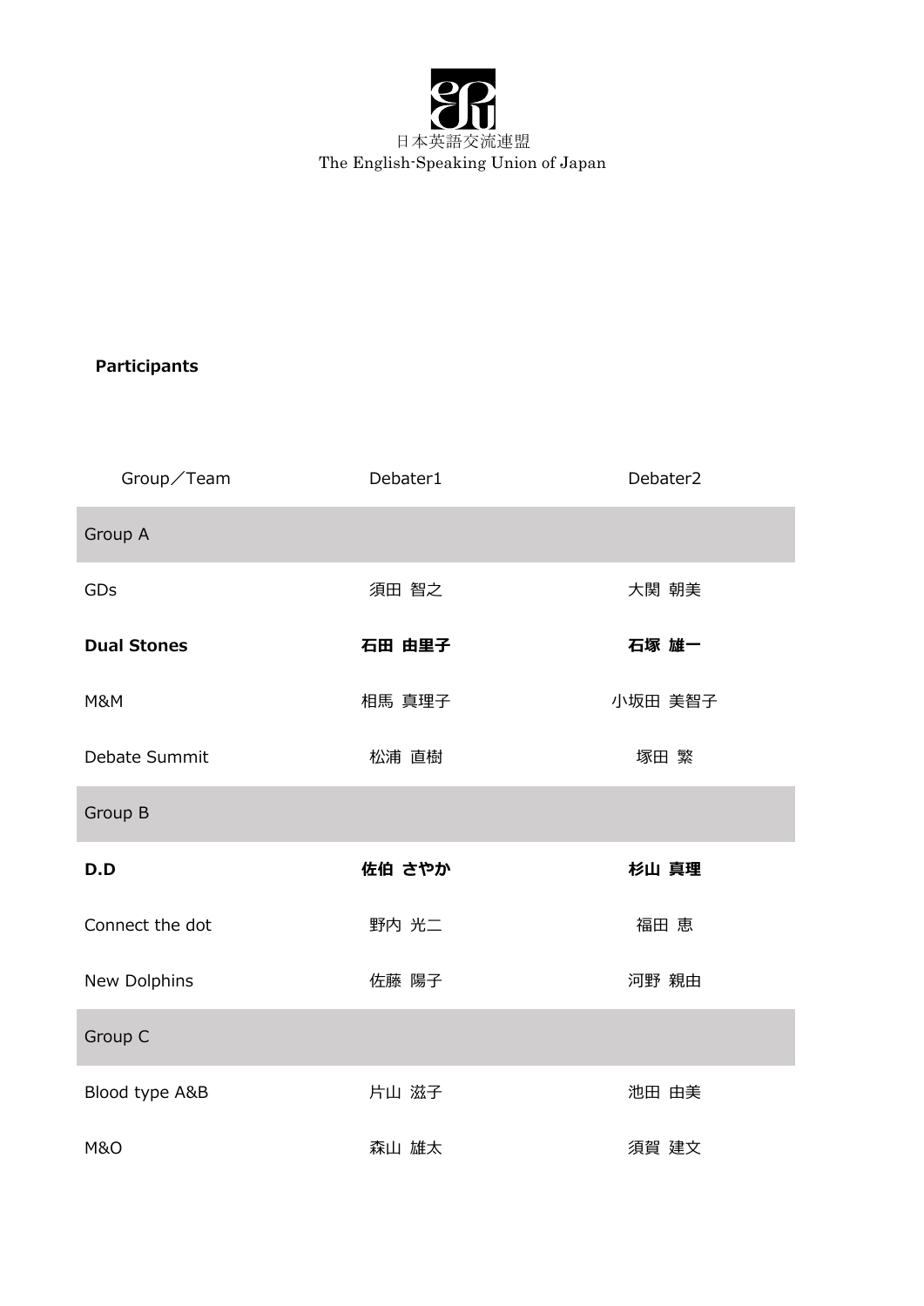日本英語交流連盟
The English-Speaking Union of Japan

**Participants**

| Group／Team | Debater1 | Debater2 |
| --- | --- | --- |
| Group A | | |
| GDs | 須田 智之 | 大関 朝美 |
| **Dual Stones** | **石田 由里子** | **石塚 雄一** |
| M&M | 相馬 真理子 | 小坂田 美智子 |
| Debate Summit | 松浦 直樹 | 塚田 繁 |
| Group B | | |
| **D.D** | **佐伯 さやか** | **杉山 真理** |
| Connect the dot | 野内 光二 | 福田 恵 |
| New Dolphins | 佐藤 陽子 | 河野 親由 |
| Group C | | |
| Blood type A&B | 片山 滋子 | 池田 由美 |
| M&O | 森山 雄太 | 須賀 建文 |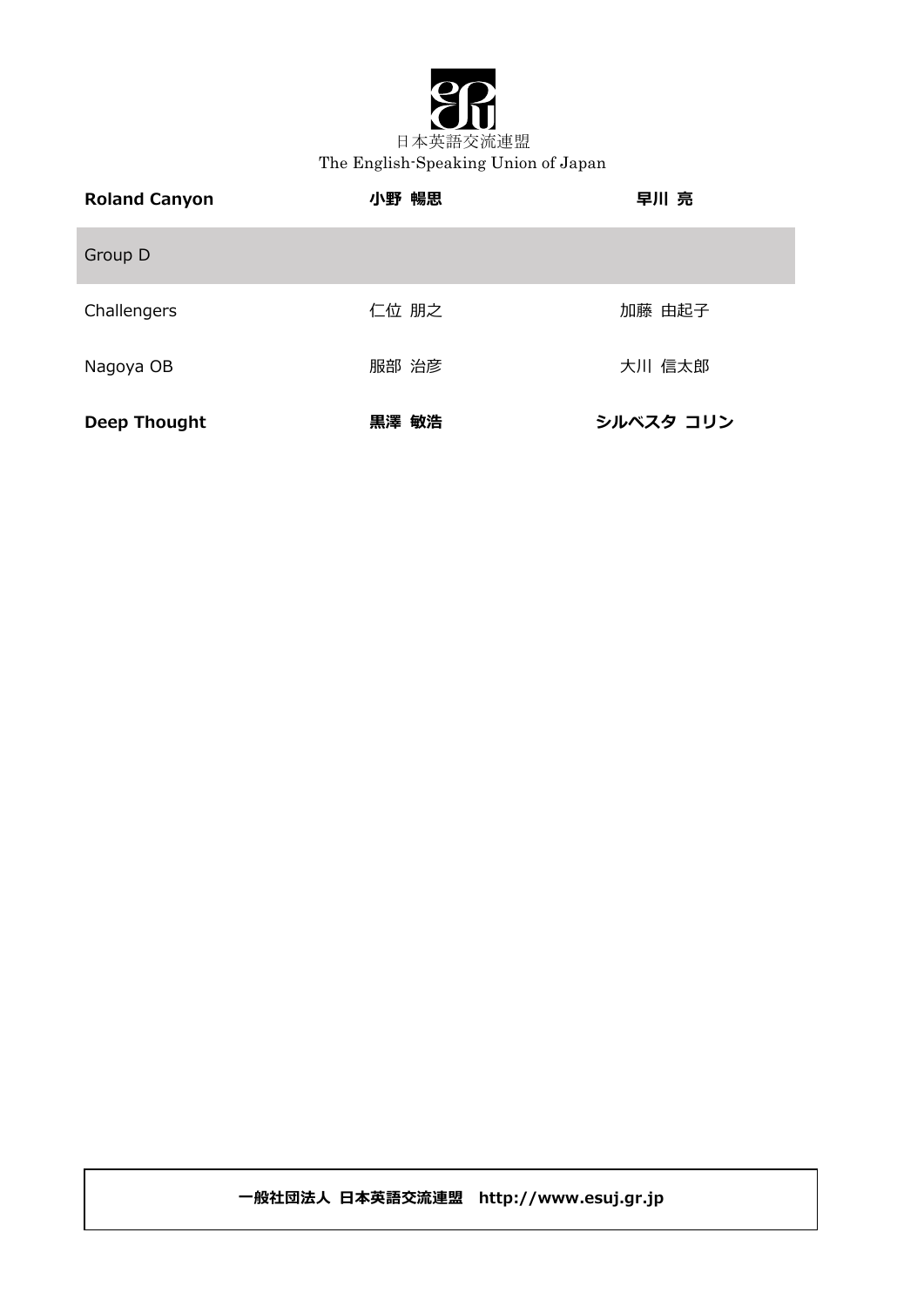| | | |
|---|---|---|
| **Roland Canyon** | **小野 暢思** | **早川 亮** |
| Group D | | |
| Challengers | 仁位 朋之 | 加藤 由起子 |
| Nagoya OB | 服部 治彦 | 大川 信太郎 |
| **Deep Thought** | **黒澤 敏浩** | **シルベスタ コリン** |